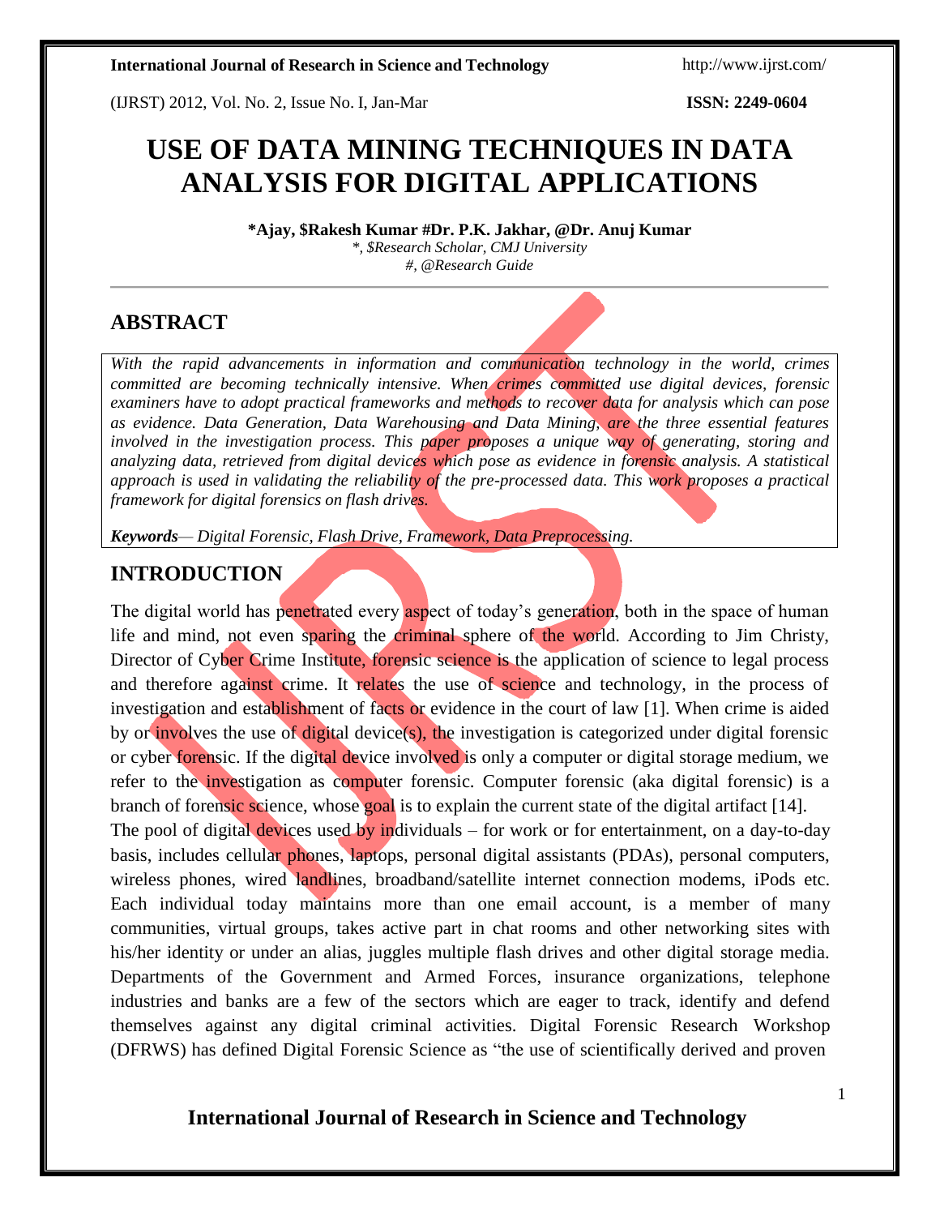# USE OF DATA MINING TECHNIQUES IN DATA ANALYSIS FOR DIGITAL APPLICATIONS

**\*Ajay, $Rakesh Kumar #Dr. P.K. Jakhar, @Dr. Anuj Kumar**

*\*, $Research Scholar, CMJ University*

*#, @Research Guide*

## ABSTRACT

*With the rapid advancements in information and communication technology in the world, crimes committed are becoming technically intensive. When crimes committed use digital devices, forensic examiners have to adopt practical frameworks and methods to recover data for analysis which can pose as evidence. Data Generation, Data Warehousing and Data Mining, are the three essential features involved in the investigation process. This paper proposes a unique way of generating, storing and analyzing data, retrieved from digital devices which pose as evidence in forensic analysis. A statistical approach is used in validating the reliability of the pre-processed data. This work proposes a practical framework for digital forensics on flash drives.*

***Keywords****— Digital Forensic, Flash Drive, Framework, Data Preprocessing.*

## INTRODUCTION

The digital world has penetrated every aspect of today's generation, both in the space of human life and mind, not even sparing the criminal sphere of the world. According to Jim Christy, Director of Cyber Crime Institute, forensic science is the application of science to legal process and therefore against crime. It relates the use of science and technology, in the process of investigation and establishment of facts or evidence in the court of law [1]. When crime is aided by or involves the use of digital device(s), the investigation is categorized under digital forensic or cyber forensic. If the digital device involved is only a computer or digital storage medium, we refer to the investigation as computer forensic. Computer forensic (aka digital forensic) is a branch of forensic science, whose goal is to explain the current state of the digital artifact [14].

The pool of digital devices used by individuals – for work or for entertainment, on a day-to-day basis, includes cellular phones, laptops, personal digital assistants (PDAs), personal computers, wireless phones, wired landlines, broadband/satellite internet connection modems, iPods etc. Each individual today maintains more than one email account, is a member of many communities, virtual groups, takes active part in chat rooms and other networking sites with his/her identity or under an alias, juggles multiple flash drives and other digital storage media. Departments of the Government and Armed Forces, insurance organizations, telephone industries and banks are a few of the sectors which are eager to track, identify and defend themselves against any digital criminal activities. Digital Forensic Research Workshop (DFRWS) has defined Digital Forensic Science as "the use of scientifically derived and proven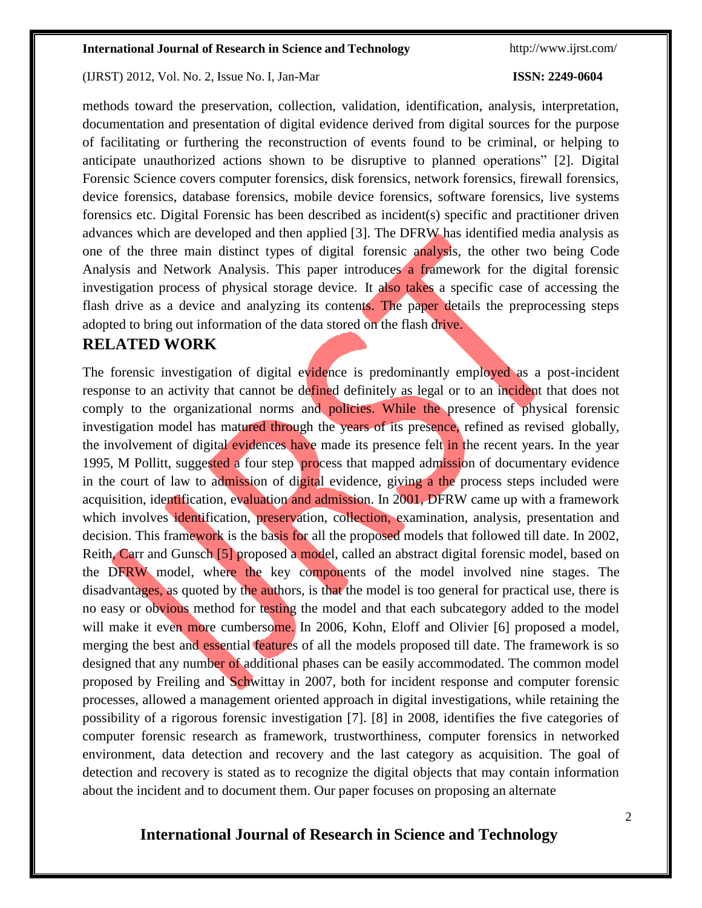methods toward the preservation, collection, validation, identification, analysis, interpretation, documentation and presentation of digital evidence derived from digital sources for the purpose of facilitating or furthering the reconstruction of events found to be criminal, or helping to anticipate unauthorized actions shown to be disruptive to planned operations" [2]. Digital Forensic Science covers computer forensics, disk forensics, network forensics, firewall forensics, device forensics, database forensics, mobile device forensics, software forensics, live systems forensics etc. Digital Forensic has been described as incident(s) specific and practitioner driven advances which are developed and then applied [3]. The DFRW has identified media analysis as one of the three main distinct types of digital forensic analysis, the other two being Code Analysis and Network Analysis. This paper introduces a framework for the digital forensic investigation process of physical storage device. It also takes a specific case of accessing the flash drive as a device and analyzing its contents. The paper details the preprocessing steps adopted to bring out information of the data stored on the flash drive.

## RELATED WORK

The forensic investigation of digital evidence is predominantly employed as a post-incident response to an activity that cannot be defined definitely as legal or to an incident that does not comply to the organizational norms and policies. While the presence of physical forensic investigation model has matured through the years of its presence, refined as revised globally, the involvement of digital evidences have made its presence felt in the recent years. In the year 1995, M Pollitt, suggested a four step process that mapped admission of documentary evidence in the court of law to admission of digital evidence, giving a the process steps included were acquisition, identification, evaluation and admission. In 2001, DFRW came up with a framework which involves identification, preservation, collection, examination, analysis, presentation and decision. This framework is the basis for all the proposed models that followed till date. In 2002, Reith, Carr and Gunsch [5] proposed a model, called an abstract digital forensic model, based on the DFRW model, where the key components of the model involved nine stages. The disadvantages, as quoted by the authors, is that the model is too general for practical use, there is no easy or obvious method for testing the model and that each subcategory added to the model will make it even more cumbersome. In 2006, Kohn, Eloff and Olivier [6] proposed a model, merging the best and essential features of all the models proposed till date. The framework is so designed that any number of additional phases can be easily accommodated. The common model proposed by Freiling and Schwittay in 2007, both for incident response and computer forensic processes, allowed a management oriented approach in digital investigations, while retaining the possibility of a rigorous forensic investigation [7]. [8] in 2008, identifies the five categories of computer forensic research as framework, trustworthiness, computer forensics in networked environment, data detection and recovery and the last category as acquisition. The goal of detection and recovery is stated as to recognize the digital objects that may contain information about the incident and to document them. Our paper focuses on proposing an alternate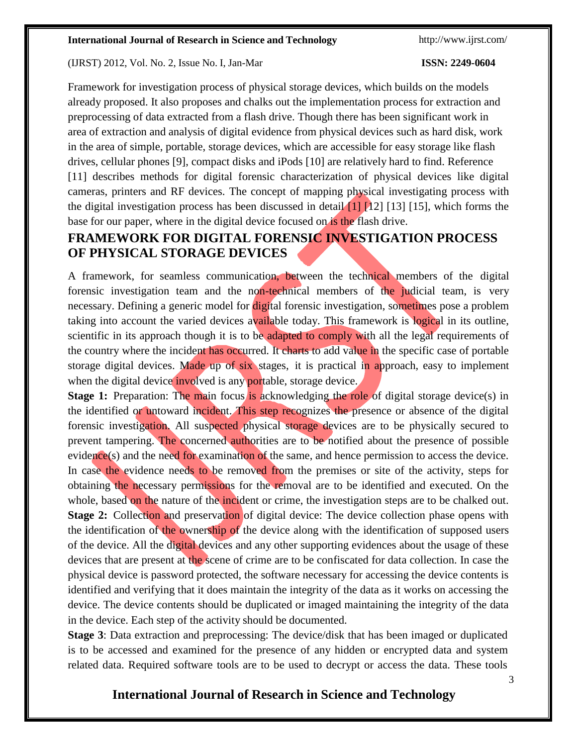Framework for investigation process of physical storage devices, which builds on the models already proposed. It also proposes and chalks out the implementation process for extraction and preprocessing of data extracted from a flash drive. Though there has been significant work in area of extraction and analysis of digital evidence from physical devices such as hard disk, work in the area of simple, portable, storage devices, which are accessible for easy storage like flash drives, cellular phones [9], compact disks and iPods [10] are relatively hard to find. Reference [11] describes methods for digital forensic characterization of physical devices like digital cameras, printers and RF devices. The concept of mapping physical investigating process with the digital investigation process has been discussed in detail [1] [12] [13] [15], which forms the base for our paper, where in the digital device focused on is the flash drive.

## FRAMEWORK FOR DIGITAL FORENSIC INVESTIGATION PROCESS OF PHYSICAL STORAGE DEVICES

A framework, for seamless communication, between the technical members of the digital forensic investigation team and the non-technical members of the judicial team, is very necessary. Defining a generic model for digital forensic investigation, sometimes pose a problem taking into account the varied devices available today. This framework is logical in its outline, scientific in its approach though it is to be adapted to comply with all the legal requirements of the country where the incident has occurred. It charts to add value in the specific case of portable storage digital devices. Made up of six stages, it is practical in approach, easy to implement when the digital device involved is any portable, storage device.

**Stage 1:** Preparation: The main focus is acknowledging the role of digital storage device(s) in the identified or untoward incident. This step recognizes the presence or absence of the digital forensic investigation. All suspected physical storage devices are to be physically secured to prevent tampering. The concerned authorities are to be notified about the presence of possible evidence(s) and the need for examination of the same, and hence permission to access the device. In case the evidence needs to be removed from the premises or site of the activity, steps for obtaining the necessary permissions for the removal are to be identified and executed. On the whole, based on the nature of the incident or crime, the investigation steps are to be chalked out.

**Stage 2:** Collection and preservation of digital device: The device collection phase opens with the identification of the ownership of the device along with the identification of supposed users of the device. All the digital devices and any other supporting evidences about the usage of these devices that are present at the scene of crime are to be confiscated for data collection. In case the physical device is password protected, the software necessary for accessing the device contents is identified and verifying that it does maintain the integrity of the data as it works on accessing the device. The device contents should be duplicated or imaged maintaining the integrity of the data in the device. Each step of the activity should be documented.

**Stage 3**: Data extraction and preprocessing: The device/disk that has been imaged or duplicated is to be accessed and examined for the presence of any hidden or encrypted data and system related data. Required software tools are to be used to decrypt or access the data. These tools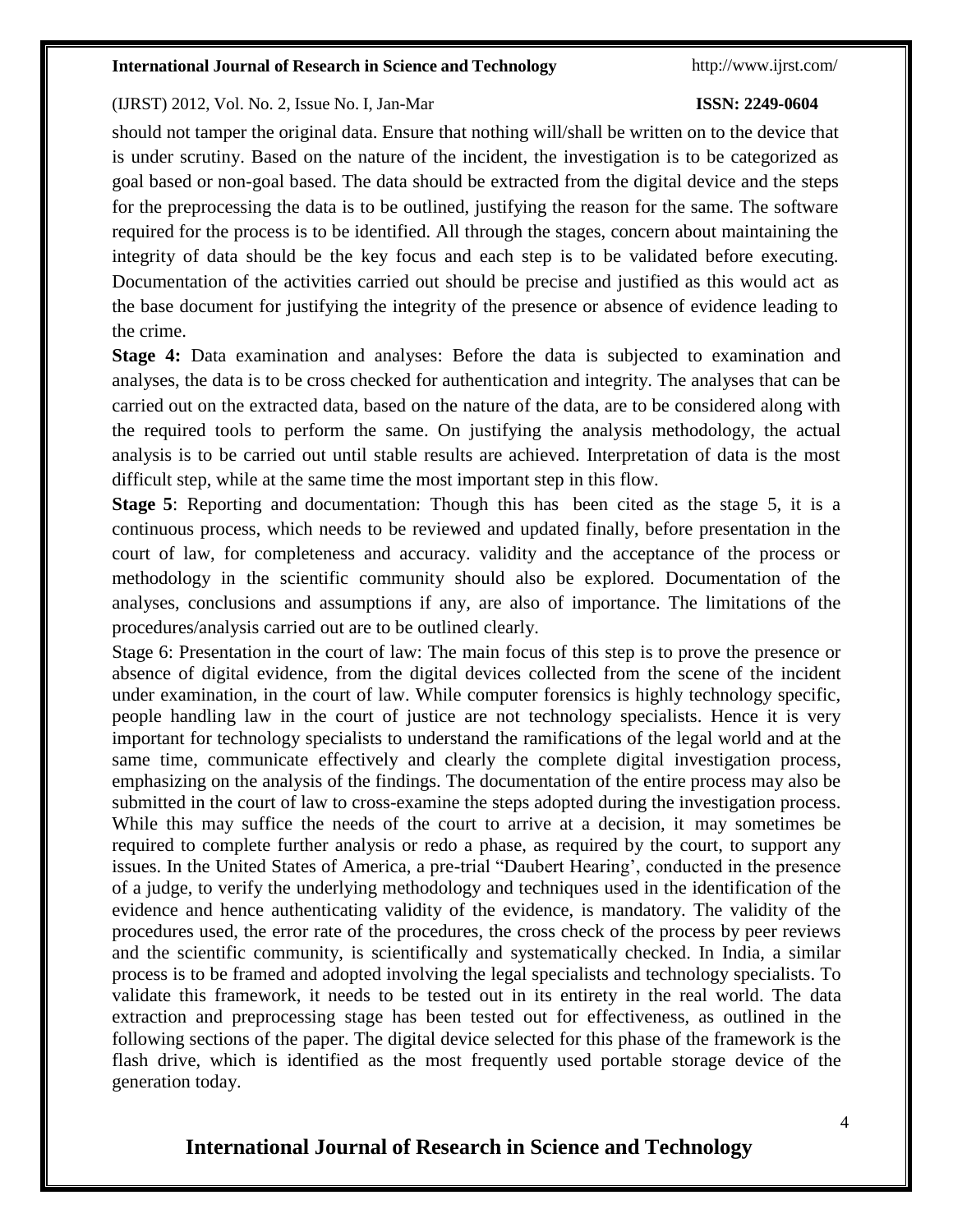should not tamper the original data. Ensure that nothing will/shall be written on to the device that is under scrutiny. Based on the nature of the incident, the investigation is to be categorized as goal based or non-goal based. The data should be extracted from the digital device and the steps for the preprocessing the data is to be outlined, justifying the reason for the same. The software required for the process is to be identified. All through the stages, concern about maintaining the integrity of data should be the key focus and each step is to be validated before executing. Documentation of the activities carried out should be precise and justified as this would act as the base document for justifying the integrity of the presence or absence of evidence leading to the crime.

**Stage 4:** Data examination and analyses: Before the data is subjected to examination and analyses, the data is to be cross checked for authentication and integrity. The analyses that can be carried out on the extracted data, based on the nature of the data, are to be considered along with the required tools to perform the same. On justifying the analysis methodology, the actual analysis is to be carried out until stable results are achieved. Interpretation of data is the most difficult step, while at the same time the most important step in this flow.

**Stage 5**: Reporting and documentation: Though this has been cited as the stage 5, it is a continuous process, which needs to be reviewed and updated finally, before presentation in the court of law, for completeness and accuracy. validity and the acceptance of the process or methodology in the scientific community should also be explored. Documentation of the analyses, conclusions and assumptions if any, are also of importance. The limitations of the procedures/analysis carried out are to be outlined clearly.

Stage 6: Presentation in the court of law: The main focus of this step is to prove the presence or absence of digital evidence, from the digital devices collected from the scene of the incident under examination, in the court of law. While computer forensics is highly technology specific, people handling law in the court of justice are not technology specialists. Hence it is very important for technology specialists to understand the ramifications of the legal world and at the same time, communicate effectively and clearly the complete digital investigation process, emphasizing on the analysis of the findings. The documentation of the entire process may also be submitted in the court of law to cross-examine the steps adopted during the investigation process. While this may suffice the needs of the court to arrive at a decision, it may sometimes be required to complete further analysis or redo a phase, as required by the court, to support any issues. In the United States of America, a pre-trial "Daubert Hearing', conducted in the presence of a judge, to verify the underlying methodology and techniques used in the identification of the evidence and hence authenticating validity of the evidence, is mandatory. The validity of the procedures used, the error rate of the procedures, the cross check of the process by peer reviews and the scientific community, is scientifically and systematically checked. In India, a similar process is to be framed and adopted involving the legal specialists and technology specialists. To validate this framework, it needs to be tested out in its entirety in the real world. The data extraction and preprocessing stage has been tested out for effectiveness, as outlined in the following sections of the paper. The digital device selected for this phase of the framework is the flash drive, which is identified as the most frequently used portable storage device of the generation today.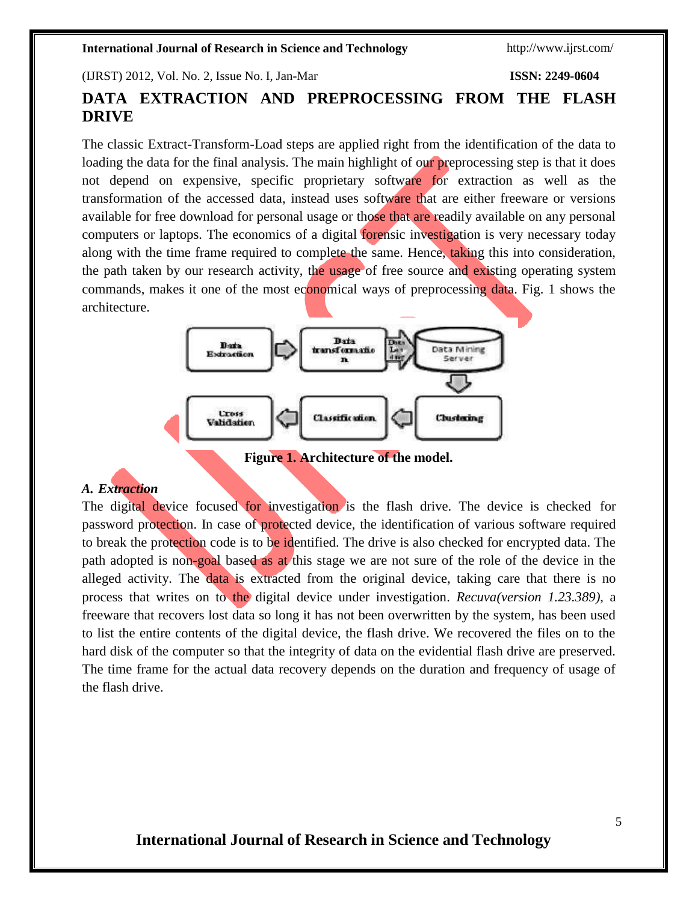## DATA EXTRACTION AND PREPROCESSING FROM THE FLASH DRIVE

The classic Extract-Transform-Load steps are applied right from the identification of the data to loading the data for the final analysis. The main highlight of our preprocessing step is that it does not depend on expensive, specific proprietary software for extraction as well as the transformation of the accessed data, instead uses software that are either freeware or versions available for free download for personal usage or those that are readily available on any personal computers or laptops. The economics of a digital forensic investigation is very necessary today along with the time frame required to complete the same. Hence, taking this into consideration, the path taken by our research activity, the usage of free source and existing operating system commands, makes it one of the most economical ways of preprocessing data. Fig. 1 shows the architecture.

**Figure 1. Architecture of the model.**

### *A. Extraction*

The digital device focused for investigation is the flash drive. The device is checked for password protection. In case of protected device, the identification of various software required to break the protection code is to be identified. The drive is also checked for encrypted data. The path adopted is non-goal based as at this stage we are not sure of the role of the device in the alleged activity. The data is extracted from the original device, taking care that there is no process that writes on to the digital device under investigation. *Recuva(version 1.23.389)*, a freeware that recovers lost data so long it has not been overwritten by the system, has been used to list the entire contents of the digital device, the flash drive. We recovered the files on to the hard disk of the computer so that the integrity of data on the evidential flash drive are preserved. The time frame for the actual data recovery depends on the duration and frequency of usage of the flash drive.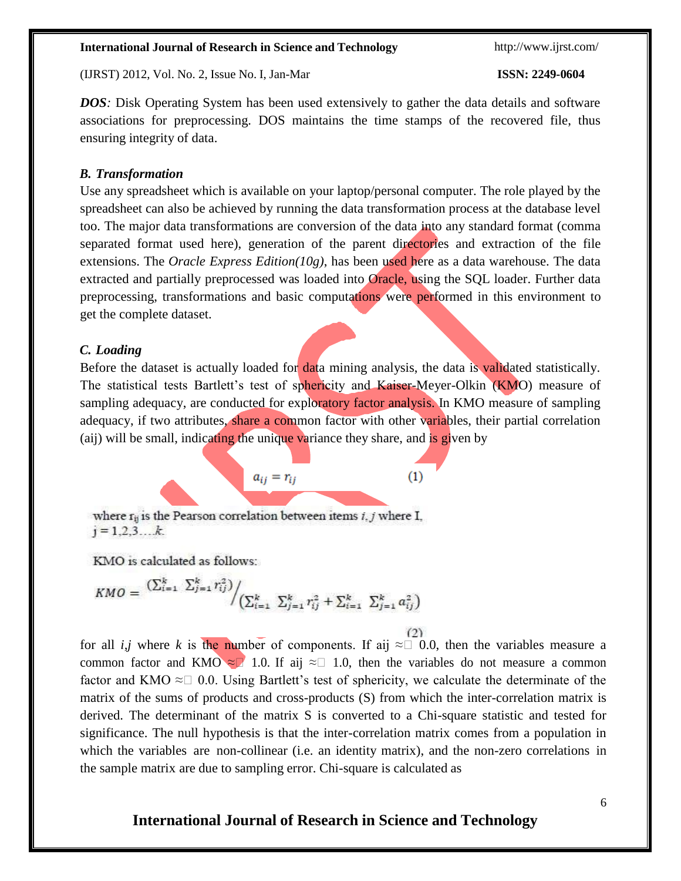***DOS**:* Disk Operating System has been used extensively to gather the data details and software associations for preprocessing. DOS maintains the time stamps of the recovered file, thus ensuring integrity of data.

### *B. Transformation*

Use any spreadsheet which is available on your laptop/personal computer. The role played by the spreadsheet can also be achieved by running the data transformation process at the database level too. The major data transformations are conversion of the data into any standard format (comma separated format used here), generation of the parent directories and extraction of the file extensions. The *Oracle Express Edition(10g)*, has been used here as a data warehouse. The data extracted and partially preprocessed was loaded into Oracle, using the SQL loader. Further data preprocessing, transformations and basic computations were performed in this environment to get the complete dataset.

### *C. Loading*

Before the dataset is actually loaded for data mining analysis, the data is validated statistically. The statistical tests Bartlett's test of sphericity and Kaiser-Meyer-Olkin (KMO) measure of sampling adequacy, are conducted for exploratory factor analysis. In KMO measure of sampling adequacy, if two attributes, share a common factor with other variables, their partial correlation (aij) will be small, indicating the unique variance they share, and is given by

$$a_{ij} = r_{ij} \qquad (1)$$

where $r_{ij}$ is the Pearson correlation between items *i*, *j* where I, j = 1,2,3….*k*.

KMO is calculated as follows:

$$KMO = \left(\sum_{i=1}^{k} \sum_{j=1}^{k} r_{ij}^2\right) \Big/ \left(\sum_{i=1}^{k} \sum_{j=1}^{k} r_{ij}^2 + \sum_{i=1}^{k} \sum_{j=1}^{k} a_{ij}^2\right) \qquad (2)$$

for all *i*,*j* where *k* is the number of components. If aij ≈ 0.0, then the variables measure a common factor and KMO ≈ 1.0. If aij ≈ 1.0, then the variables do not measure a common factor and KMO ≈ 0.0. Using Bartlett's test of sphericity, we calculate the determinate of the matrix of the sums of products and cross-products (S) from which the inter-correlation matrix is derived. The determinant of the matrix S is converted to a Chi-square statistic and tested for significance. The null hypothesis is that the inter-correlation matrix comes from a population in which the variables are non-collinear (i.e. an identity matrix), and the non-zero correlations in the sample matrix are due to sampling error. Chi-square is calculated as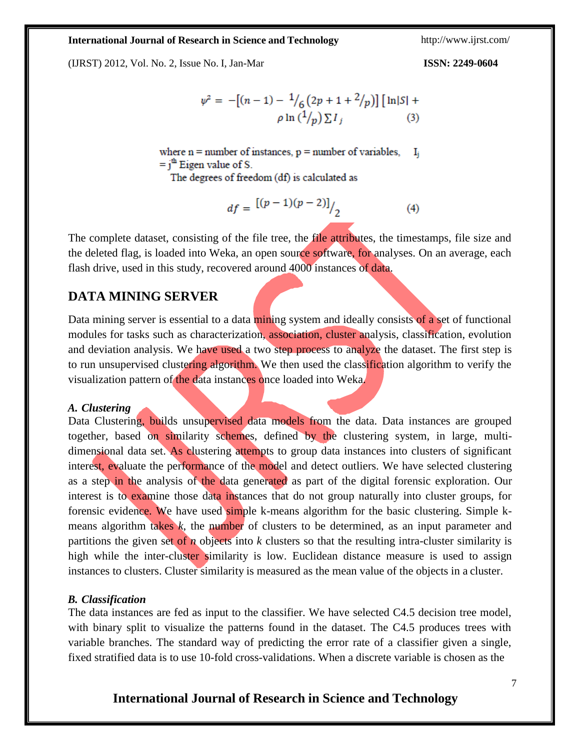$$\psi^2 = -[(n-1) - {}^1/_6 (2p + 1 + {}^2/_p)] [\ln|S| + \rho \ln ({}^1/_p) \sum I_j \quad (3)$$

where n = number of instances, p = number of variables, $I_j$ = $j^{th}$ Eigen value of S.

The degrees of freedom (df) is calculated as

$$df = {}^{[(p-1)(p-2)]}/_2 \quad (4)$$

The complete dataset, consisting of the file tree, the file attributes, the timestamps, file size and the deleted flag, is loaded into Weka, an open source software, for analyses. On an average, each flash drive, used in this study, recovered around 4000 instances of data.

## DATA MINING SERVER

Data mining server is essential to a data mining system and ideally consists of a set of functional modules for tasks such as characterization, association, cluster analysis, classification, evolution and deviation analysis. We have used a two step process to analyze the dataset. The first step is to run unsupervised clustering algorithm. We then used the classification algorithm to verify the visualization pattern of the data instances once loaded into Weka.

### *A. Clustering*

Data Clustering, builds unsupervised data models from the data. Data instances are grouped together, based on similarity schemes, defined by the clustering system, in large, multi-dimensional data set. As clustering attempts to group data instances into clusters of significant interest, evaluate the performance of the model and detect outliers. We have selected clustering as a step in the analysis of the data generated as part of the digital forensic exploration. Our interest is to examine those data instances that do not group naturally into cluster groups, for forensic evidence. We have used simple k-means algorithm for the basic clustering. Simple k-means algorithm takes *k*, the number of clusters to be determined, as an input parameter and partitions the given set of *n* objects into *k* clusters so that the resulting intra-cluster similarity is high while the inter-cluster similarity is low. Euclidean distance measure is used to assign instances to clusters. Cluster similarity is measured as the mean value of the objects in a cluster.

### *B. Classification*

The data instances are fed as input to the classifier. We have selected C4.5 decision tree model, with binary split to visualize the patterns found in the dataset. The C4.5 produces trees with variable branches. The standard way of predicting the error rate of a classifier given a single, fixed stratified data is to use 10-fold cross-validations. When a discrete variable is chosen as the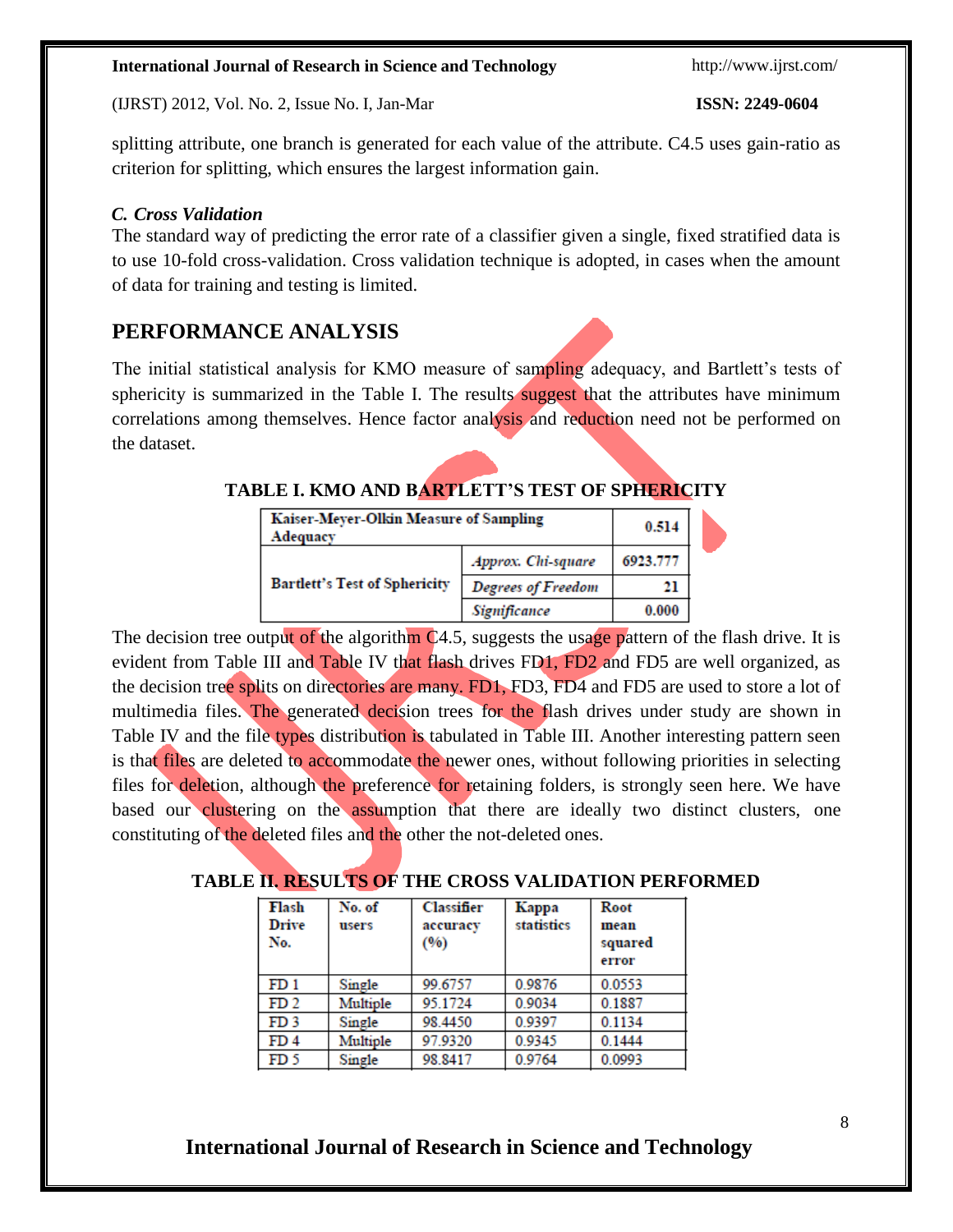splitting attribute, one branch is generated for each value of the attribute. C4.5 uses gain-ratio as criterion for splitting, which ensures the largest information gain.

### *C. Cross Validation*

The standard way of predicting the error rate of a classifier given a single, fixed stratified data is to use 10-fold cross-validation. Cross validation technique is adopted, in cases when the amount of data for training and testing is limited.

## PERFORMANCE ANALYSIS

The initial statistical analysis for KMO measure of sampling adequacy, and Bartlett's tests of sphericity is summarized in the Table I. The results suggest that the attributes have minimum correlations among themselves. Hence factor analysis and reduction need not be performed on the dataset.

**TABLE I. KMO AND BARTLETT'S TEST OF SPHERICITY**

| Kaiser-Meyer-Olkin Measure of Sampling Adequacy | | 0.514 |
|---|---|---|
| Bartlett's Test of Sphericity | *Approx. Chi-square* | 6923.777 |
| | *Degrees of Freedom* | 21 |
| | *Significance* | 0.000 |

The decision tree output of the algorithm C4.5, suggests the usage pattern of the flash drive. It is evident from Table III and Table IV that flash drives FD1, FD2 and FD5 are well organized, as the decision tree splits on directories are many. FD1, FD3, FD4 and FD5 are used to store a lot of multimedia files. The generated decision trees for the flash drives under study are shown in Table IV and the file types distribution is tabulated in Table III. Another interesting pattern seen is that files are deleted to accommodate the newer ones, without following priorities in selecting files for deletion, although the preference for retaining folders, is strongly seen here. We have based our clustering on the assumption that there are ideally two distinct clusters, one constituting of the deleted files and the other the not-deleted ones.

**TABLE II. RESULTS OF THE CROSS VALIDATION PERFORMED**

| Flash Drive No. | No. of users | Classifier accuracy (%) | Kappa statistics | Root mean squared error |
|---|---|---|---|---|
| FD 1 | Single | 99.6757 | 0.9876 | 0.0553 |
| FD 2 | Multiple | 95.1724 | 0.9034 | 0.1887 |
| FD 3 | Single | 98.4450 | 0.9397 | 0.1134 |
| FD 4 | Multiple | 97.9320 | 0.9345 | 0.1444 |
| FD 5 | Single | 98.8417 | 0.9764 | 0.0993 |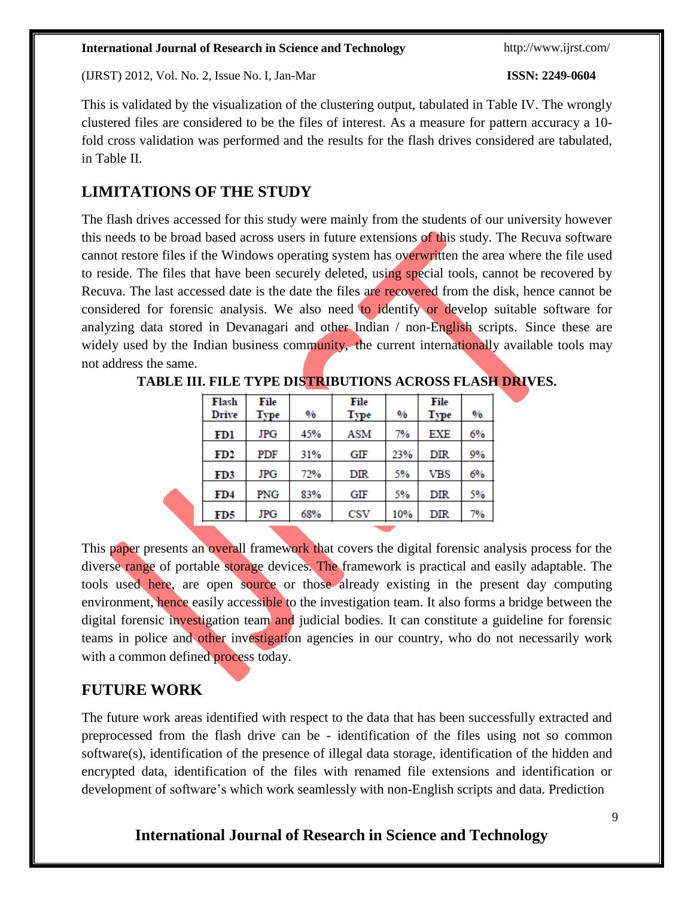This is validated by the visualization of the clustering output, tabulated in Table IV. The wrongly clustered files are considered to be the files of interest. As a measure for pattern accuracy a 10-fold cross validation was performed and the results for the flash drives considered are tabulated, in Table II.

## LIMITATIONS OF THE STUDY

The flash drives accessed for this study were mainly from the students of our university however this needs to be broad based across users in future extensions of this study. The Recuva software cannot restore files if the Windows operating system has overwritten the area where the file used to reside. The files that have been securely deleted, using special tools, cannot be recovered by Recuva. The last accessed date is the date the files are recovered from the disk, hence cannot be considered for forensic analysis. We also need to identify or develop suitable software for analyzing data stored in Devanagari and other Indian / non-English scripts. Since these are widely used by the Indian business community, the current internationally available tools may not address the same.

**TABLE III. FILE TYPE DISTRIBUTIONS ACROSS FLASH DRIVES.**

| Flash Drive | File Type | % | File Type | % | File Type | % |
|---|---|---|---|---|---|---|
| FD1 | JPG | 45% | ASM | 7% | EXE | 6% |
| FD2 | PDF | 31% | GIF | 23% | DIR | 9% |
| FD3 | JPG | 72% | DIR | 5% | VBS | 6% |
| FD4 | PNG | 83% | GIF | 5% | DIR | 5% |
| FD5 | JPG | 68% | CSV | 10% | DIR | 7% |

This paper presents an overall framework that covers the digital forensic analysis process for the diverse range of portable storage devices. The framework is practical and easily adaptable. The tools used here, are open source or those already existing in the present day computing environment, hence easily accessible to the investigation team. It also forms a bridge between the digital forensic investigation team and judicial bodies. It can constitute a guideline for forensic teams in police and other investigation agencies in our country, who do not necessarily work with a common defined process today.

## FUTURE WORK

The future work areas identified with respect to the data that has been successfully extracted and preprocessed from the flash drive can be - identification of the files using not so common software(s), identification of the presence of illegal data storage, identification of the hidden and encrypted data, identification of the files with renamed file extensions and identification or development of software's which work seamlessly with non-English scripts and data. Prediction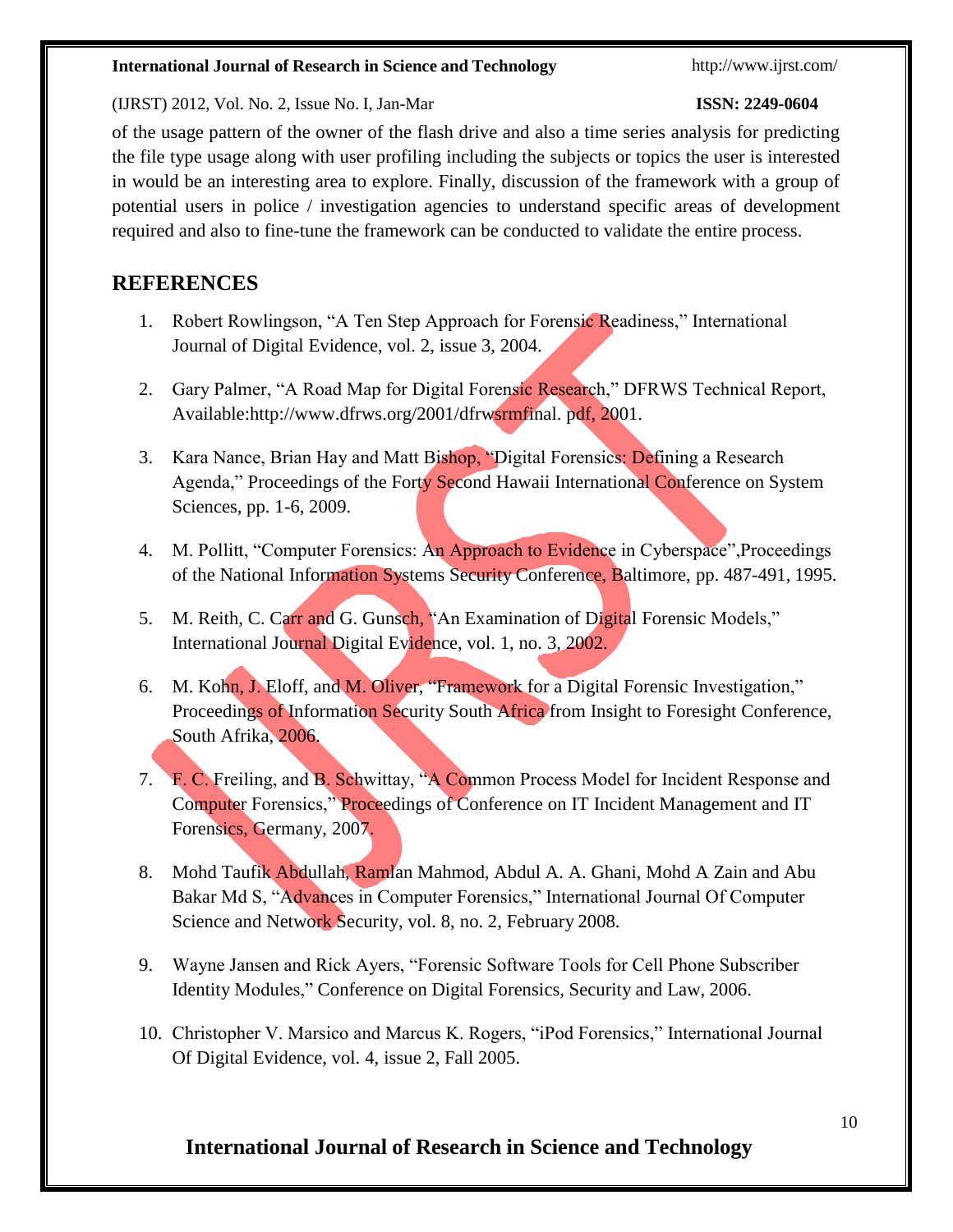of the usage pattern of the owner of the flash drive and also a time series analysis for predicting the file type usage along with user profiling including the subjects or topics the user is interested in would be an interesting area to explore. Finally, discussion of the framework with a group of potential users in police / investigation agencies to understand specific areas of development required and also to fine-tune the framework can be conducted to validate the entire process.

## REFERENCES

1. Robert Rowlingson, "A Ten Step Approach for Forensic Readiness," International Journal of Digital Evidence, vol. 2, issue 3, 2004.
2. Gary Palmer, "A Road Map for Digital Forensic Research," DFRWS Technical Report, Available:http://www.dfrws.org/2001/dfrwsrmfinal. pdf, 2001.
3. Kara Nance, Brian Hay and Matt Bishop, "Digital Forensics: Defining a Research Agenda," Proceedings of the Forty Second Hawaii International Conference on System Sciences, pp. 1-6, 2009.
4. M. Pollitt, "Computer Forensics: An Approach to Evidence in Cyberspace",Proceedings of the National Information Systems Security Conference, Baltimore, pp. 487-491, 1995.
5. M. Reith, C. Carr and G. Gunsch, "An Examination of Digital Forensic Models," International Journal Digital Evidence, vol. 1, no. 3, 2002.
6. M. Kohn, J. Eloff, and M. Oliver, "Framework for a Digital Forensic Investigation," Proceedings of Information Security South Africa from Insight to Foresight Conference, South Afrika, 2006.
7. F. C. Freiling, and B. Schwittay, "A Common Process Model for Incident Response and Computer Forensics," Proceedings of Conference on IT Incident Management and IT Forensics, Germany, 2007.
8. Mohd Taufik Abdullah, Ramlan Mahmod, Abdul A. A. Ghani, Mohd A Zain and Abu Bakar Md S, "Advances in Computer Forensics," International Journal Of Computer Science and Network Security, vol. 8, no. 2, February 2008.
9. Wayne Jansen and Rick Ayers, "Forensic Software Tools for Cell Phone Subscriber Identity Modules," Conference on Digital Forensics, Security and Law, 2006.
10. Christopher V. Marsico and Marcus K. Rogers, "iPod Forensics," International Journal Of Digital Evidence, vol. 4, issue 2, Fall 2005.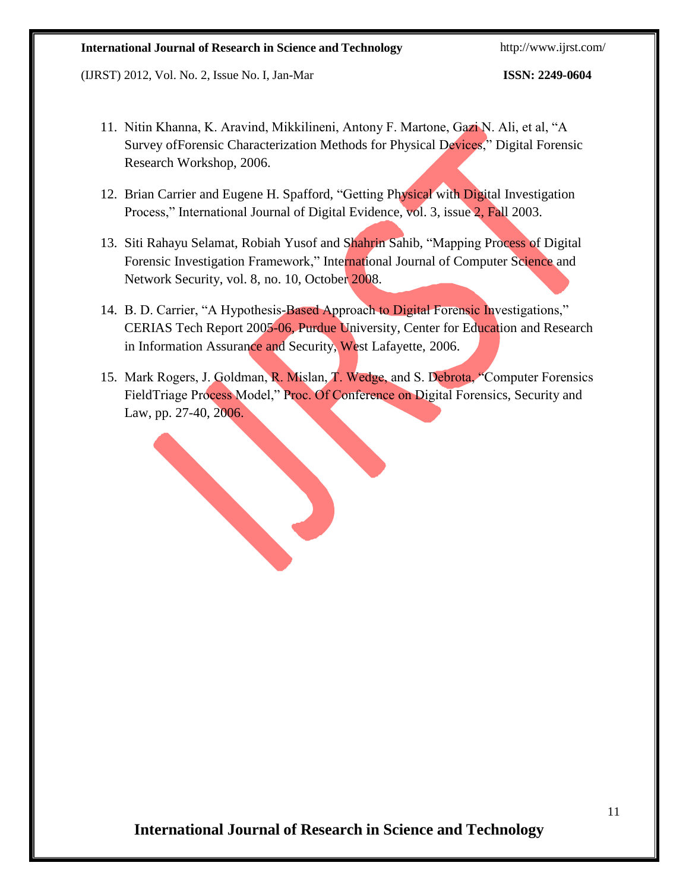11. Nitin Khanna, K. Aravind, Mikkilineni, Antony F. Martone, Gazi N. Ali, et al, "A Survey ofForensic Characterization Methods for Physical Devices," Digital Forensic Research Workshop, 2006.

12. Brian Carrier and Eugene H. Spafford, "Getting Physical with Digital Investigation Process," International Journal of Digital Evidence, vol. 3, issue 2, Fall 2003.

13. Siti Rahayu Selamat, Robiah Yusof and Shahrin Sahib, "Mapping Process of Digital Forensic Investigation Framework," International Journal of Computer Science and Network Security, vol. 8, no. 10, October 2008.

14. B. D. Carrier, "A Hypothesis-Based Approach to Digital Forensic Investigations," CERIAS Tech Report 2005-06, Purdue University, Center for Education and Research in Information Assurance and Security, West Lafayette, 2006.

15. Mark Rogers, J. Goldman, R. Mislan, T. Wedge, and S. Debrota, "Computer Forensics FieldTriage Process Model," Proc. Of Conference on Digital Forensics, Security and Law, pp. 27-40, 2006.